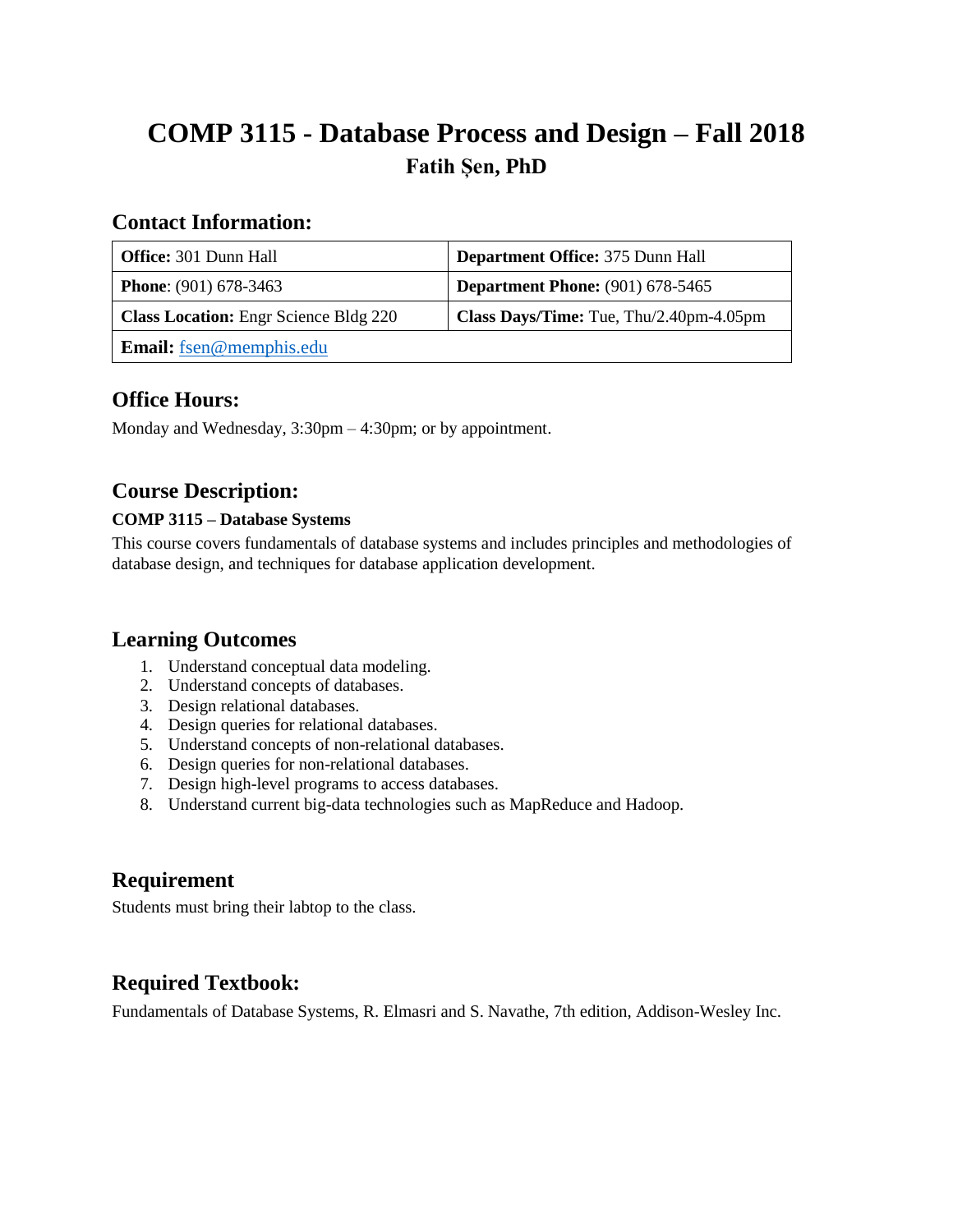# COMP 3115 - Database Process and Design – Fall 2018

**Fatih Șen, PhD**

## Contact Information:

| **Office:** 301 Dunn Hall | **Department Office:** 375 Dunn Hall |
|---|---|
| **Phone**: (901) 678-3463 | **Department Phone:** (901) 678-5465 |
| **Class Location:** Engr Science Bldg 220 | **Class Days/Time:** Tue, Thu/2.40pm-4.05pm |
| **Email:** fsen@memphis.edu | |

## Office Hours:

Monday and Wednesday, 3:30pm – 4:30pm; or by appointment.

## Course Description:

**COMP 3115 – Database Systems**

This course covers fundamentals of database systems and includes principles and methodologies of database design, and techniques for database application development.

## Learning Outcomes

1. Understand conceptual data modeling.
2. Understand concepts of databases.
3. Design relational databases.
4. Design queries for relational databases.
5. Understand concepts of non-relational databases.
6. Design queries for non-relational databases.
7. Design high-level programs to access databases.
8. Understand current big-data technologies such as MapReduce and Hadoop.

## Requirement

Students must bring their labtop to the class.

## Required Textbook:

Fundamentals of Database Systems, R. Elmasri and S. Navathe, 7th edition, Addison-Wesley Inc.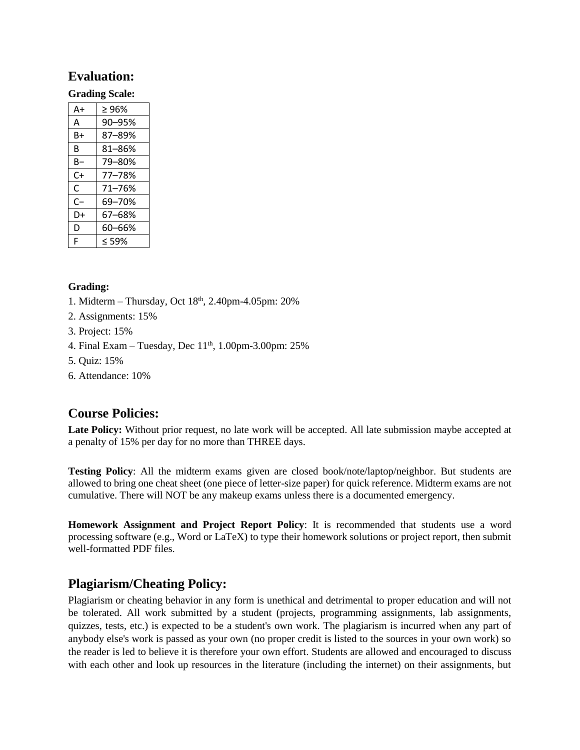## Evaluation:

**Grading Scale:**

| | |
|---|---|
| A+ | ≥ 96% |
| A | 90–95% |
| B+ | 87–89% |
| B | 81–86% |
| B− | 79–80% |
| C+ | 77–78% |
| C | 71–76% |
| C− | 69–70% |
| D+ | 67–68% |
| D | 60–66% |
| F | ≤ 59% |

**Grading:**

1. Midterm – Thursday, Oct 18th, 2.40pm-4.05pm: 20%
2. Assignments: 15%
3. Project: 15%
4. Final Exam – Tuesday, Dec 11th, 1.00pm-3.00pm: 25%
5. Quiz: 15%
6. Attendance: 10%

## Course Policies:

**Late Policy:** Without prior request, no late work will be accepted. All late submission maybe accepted at a penalty of 15% per day for no more than THREE days.

**Testing Policy**: All the midterm exams given are closed book/note/laptop/neighbor. But students are allowed to bring one cheat sheet (one piece of letter-size paper) for quick reference. Midterm exams are not cumulative. There will NOT be any makeup exams unless there is a documented emergency.

**Homework Assignment and Project Report Policy**: It is recommended that students use a word processing software (e.g., Word or LaTeX) to type their homework solutions or project report, then submit well-formatted PDF files.

## Plagiarism/Cheating Policy:

Plagiarism or cheating behavior in any form is unethical and detrimental to proper education and will not be tolerated. All work submitted by a student (projects, programming assignments, lab assignments, quizzes, tests, etc.) is expected to be a student's own work. The plagiarism is incurred when any part of anybody else's work is passed as your own (no proper credit is listed to the sources in your own work) so the reader is led to believe it is therefore your own effort. Students are allowed and encouraged to discuss with each other and look up resources in the literature (including the internet) on their assignments, but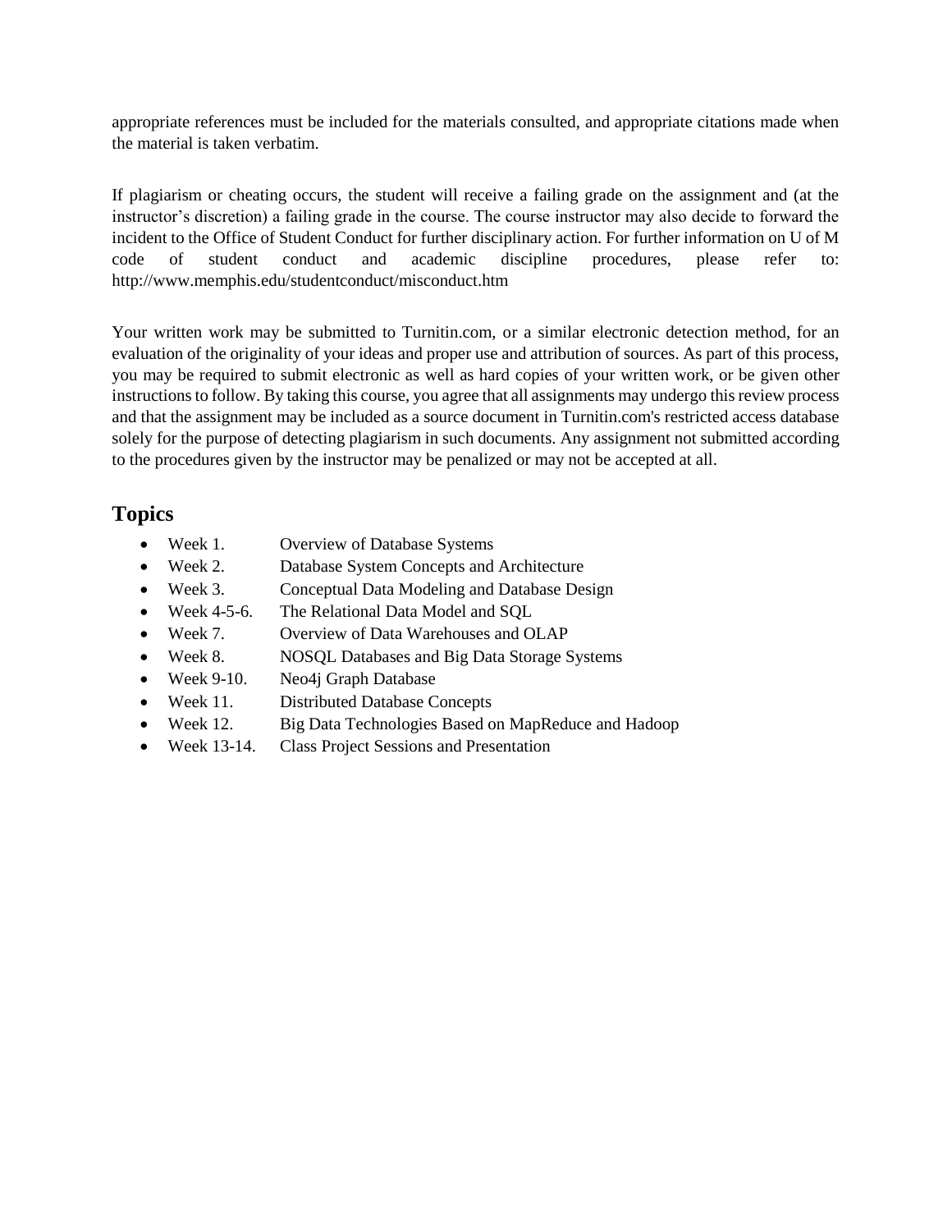appropriate references must be included for the materials consulted, and appropriate citations made when the material is taken verbatim.

If plagiarism or cheating occurs, the student will receive a failing grade on the assignment and (at the instructor's discretion) a failing grade in the course. The course instructor may also decide to forward the incident to the Office of Student Conduct for further disciplinary action. For further information on U of M code of student conduct and academic discipline procedures, please refer to: http://www.memphis.edu/studentconduct/misconduct.htm

Your written work may be submitted to Turnitin.com, or a similar electronic detection method, for an evaluation of the originality of your ideas and proper use and attribution of sources. As part of this process, you may be required to submit electronic as well as hard copies of your written work, or be given other instructions to follow. By taking this course, you agree that all assignments may undergo this review process and that the assignment may be included as a source document in Turnitin.com's restricted access database solely for the purpose of detecting plagiarism in such documents. Any assignment not submitted according to the procedures given by the instructor may be penalized or may not be accepted at all.

## Topics

- Week 1. Overview of Database Systems
- Week 2. Database System Concepts and Architecture
- Week 3. Conceptual Data Modeling and Database Design
- Week 4-5-6. The Relational Data Model and SQL
- Week 7. Overview of Data Warehouses and OLAP
- Week 8. NOSQL Databases and Big Data Storage Systems
- Week 9-10. Neo4j Graph Database
- Week 11. Distributed Database Concepts
- Week 12. Big Data Technologies Based on MapReduce and Hadoop
- Week 13-14. Class Project Sessions and Presentation